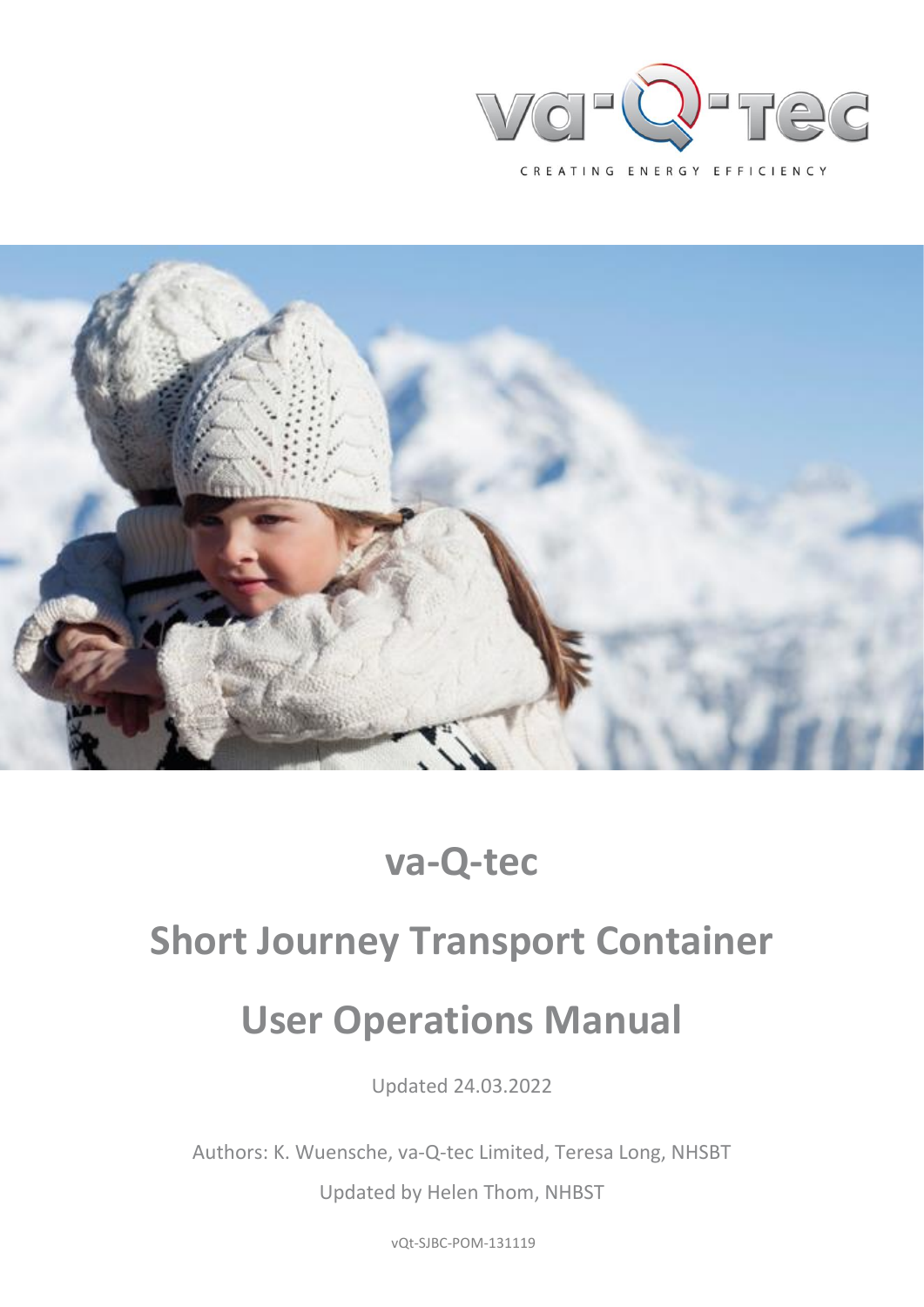va-Q-tec

CREATING ENERGY EFFICIENCY

# va-Q-tec

# Short Journey Transport Container

# User Operations Manual

Updated 24.03.2022

Authors: K. Wuensche, va-Q-tec Limited, Teresa Long, NHSBT

Updated by Helen Thom, NHBST

vQt-SJBC-POM-131119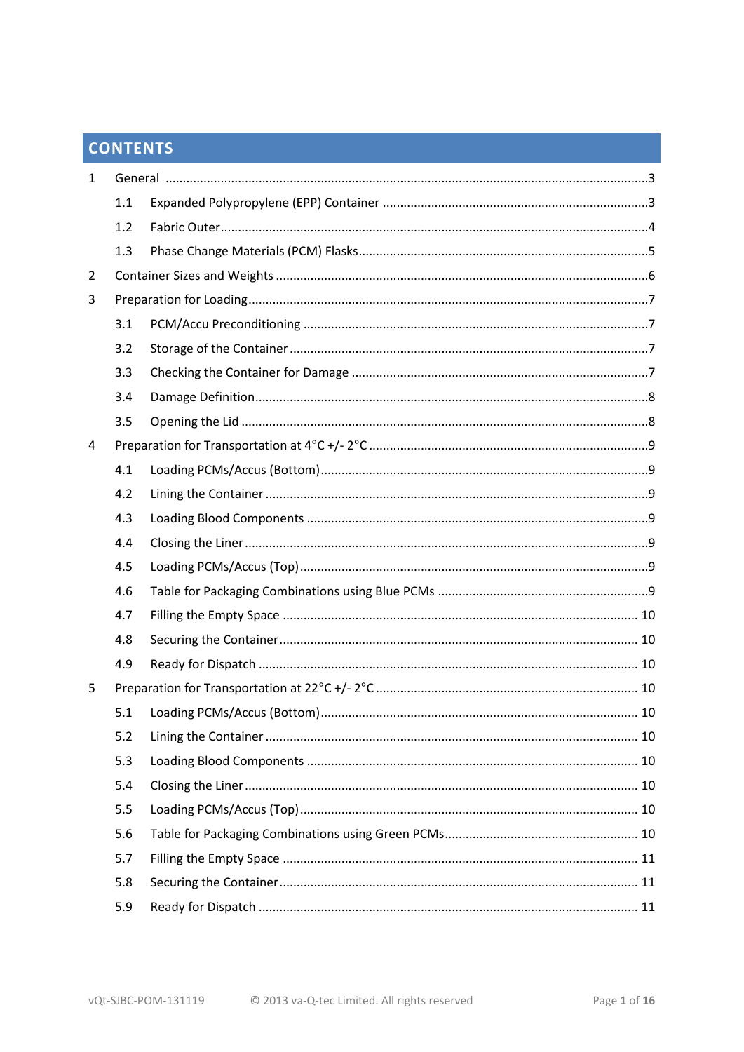# CONTENTS

1 General ..... 3
- 1.1 Expanded Polypropylene (EPP) Container ..... 3
- 1.2 Fabric Outer ..... 4
- 1.3 Phase Change Materials (PCM) Flasks ..... 5

2 Container Sizes and Weights ..... 6

3 Preparation for Loading ..... 7
- 3.1 PCM/Accu Preconditioning ..... 7
- 3.2 Storage of the Container ..... 7
- 3.3 Checking the Container for Damage ..... 7
- 3.4 Damage Definition ..... 8
- 3.5 Opening the Lid ..... 8

4 Preparation for Transportation at 4°C +/- 2°C ..... 9
- 4.1 Loading PCMs/Accus (Bottom) ..... 9
- 4.2 Lining the Container ..... 9
- 4.3 Loading Blood Components ..... 9
- 4.4 Closing the Liner ..... 9
- 4.5 Loading PCMs/Accus (Top) ..... 9
- 4.6 Table for Packaging Combinations using Blue PCMs ..... 9
- 4.7 Filling the Empty Space ..... 10
- 4.8 Securing the Container ..... 10
- 4.9 Ready for Dispatch ..... 10

5 Preparation for Transportation at 22°C +/- 2°C ..... 10
- 5.1 Loading PCMs/Accus (Bottom) ..... 10
- 5.2 Lining the Container ..... 10
- 5.3 Loading Blood Components ..... 10
- 5.4 Closing the Liner ..... 10
- 5.5 Loading PCMs/Accus (Top) ..... 10
- 5.6 Table for Packaging Combinations using Green PCMs ..... 10
- 5.7 Filling the Empty Space ..... 11
- 5.8 Securing the Container ..... 11
- 5.9 Ready for Dispatch ..... 11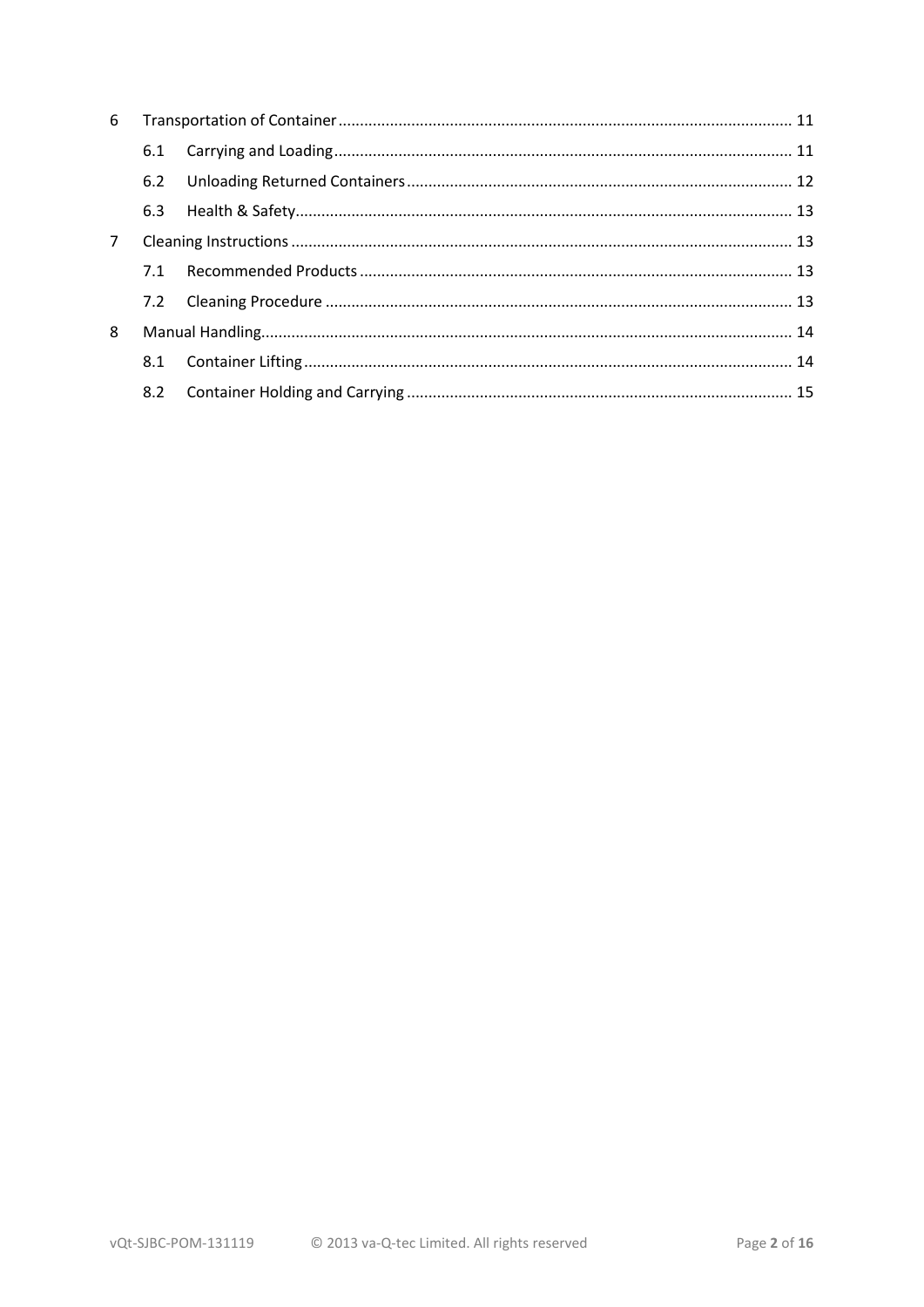| | | |
|---|---|---|
| 6 | Transportation of Container | 11 |
| 6.1 | Carrying and Loading | 11 |
| 6.2 | Unloading Returned Containers | 12 |
| 6.3 | Health & Safety | 13 |
| 7 | Cleaning Instructions | 13 |
| 7.1 | Recommended Products | 13 |
| 7.2 | Cleaning Procedure | 13 |
| 8 | Manual Handling | 14 |
| 8.1 | Container Lifting | 14 |
| 8.2 | Container Holding and Carrying | 15 |

vQt-SJBC-POM-131119 © 2013 va-Q-tec Limited. All rights reserved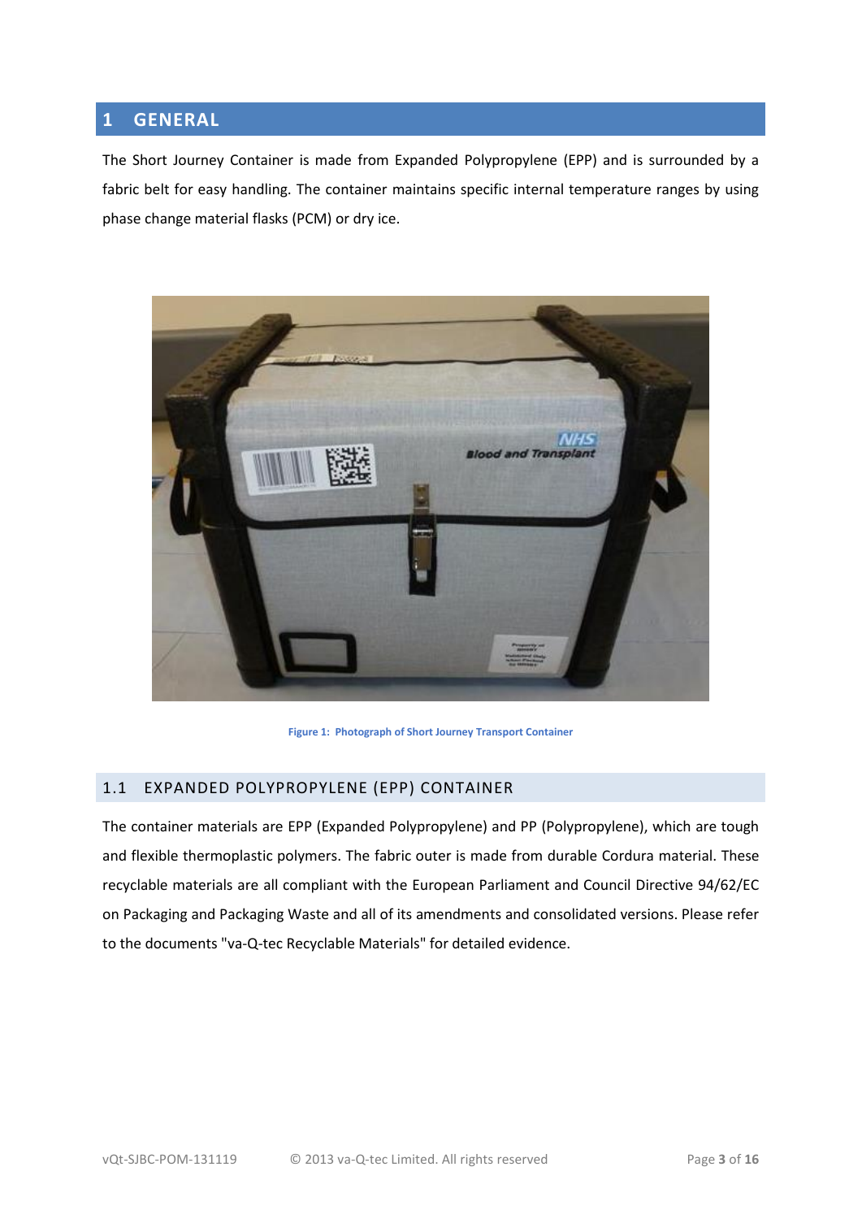# 1 GENERAL

The Short Journey Container is made from Expanded Polypropylene (EPP) and is surrounded by a fabric belt for easy handling. The container maintains specific internal temperature ranges by using phase change material flasks (PCM) or dry ice.

Figure 1: Photograph of Short Journey Transport Container

## 1.1 EXPANDED POLYPROPYLENE (EPP) CONTAINER

The container materials are EPP (Expanded Polypropylene) and PP (Polypropylene), which are tough and flexible thermoplastic polymers. The fabric outer is made from durable Cordura material. These recyclable materials are all compliant with the European Parliament and Council Directive 94/62/EC on Packaging and Packaging Waste and all of its amendments and consolidated versions. Please refer to the documents "va-Q-tec Recyclable Materials" for detailed evidence.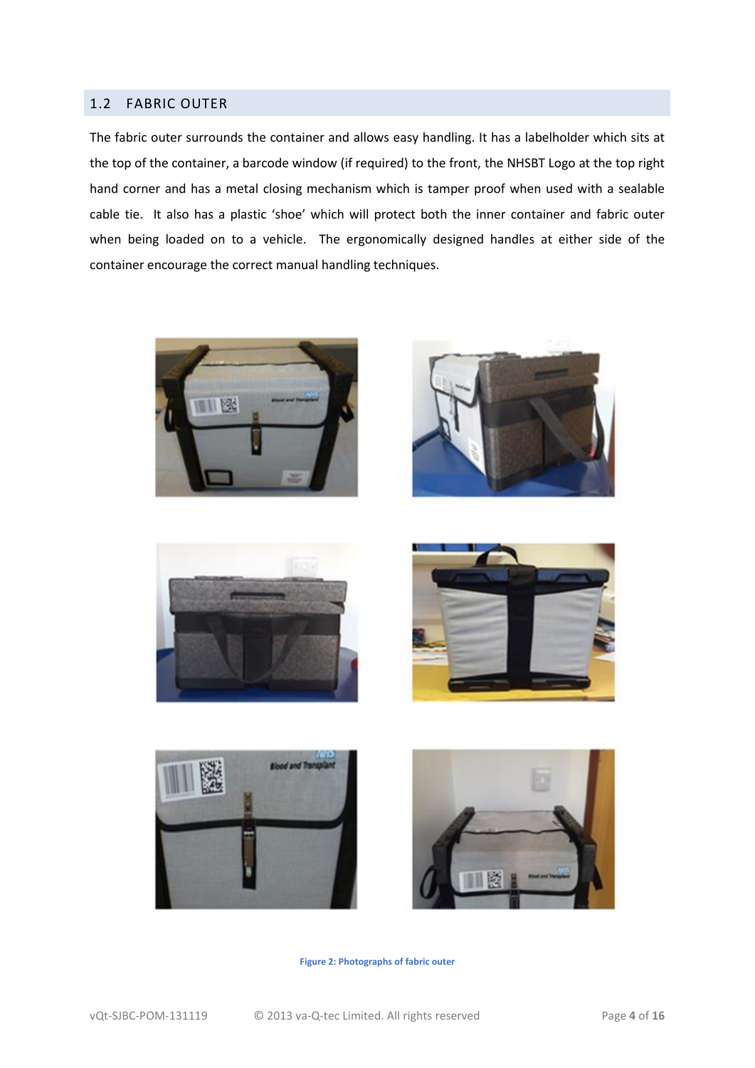## 1.2 FABRIC OUTER

The fabric outer surrounds the container and allows easy handling. It has a labelholder which sits at the top of the container, a barcode window (if required) to the front, the NHSBT Logo at the top right hand corner and has a metal closing mechanism which is tamper proof when used with a sealable cable tie. It also has a plastic 'shoe' which will protect both the inner container and fabric outer when being loaded on to a vehicle. The ergonomically designed handles at either side of the container encourage the correct manual handling techniques.

**Figure 2: Photographs of fabric outer**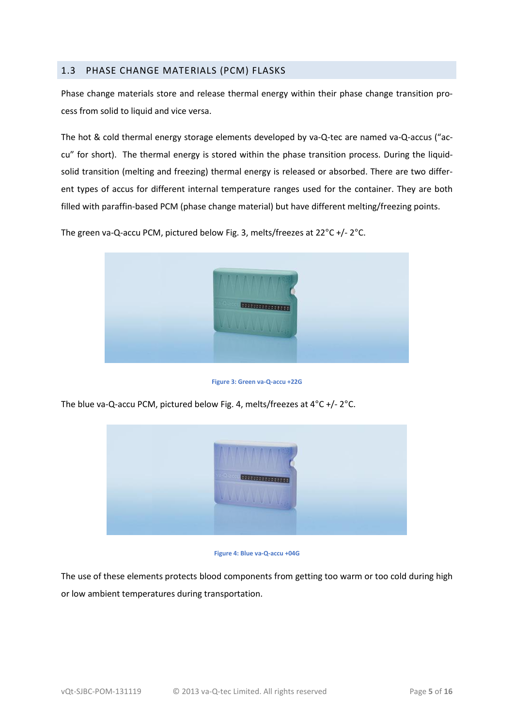## 1.3 PHASE CHANGE MATERIALS (PCM) FLASKS

Phase change materials store and release thermal energy within their phase change transition process from solid to liquid and vice versa.

The hot & cold thermal energy storage elements developed by va-Q-tec are named va-Q-accus ("accu" for short). The thermal energy is stored within the phase transition process. During the liquid-solid transition (melting and freezing) thermal energy is released or absorbed. There are two different types of accus for different internal temperature ranges used for the container. They are both filled with paraffin-based PCM (phase change material) but have different melting/freezing points.

The green va-Q-accu PCM, pictured below Fig. 3, melts/freezes at 22°C +/- 2°C.

**Figure 3: Green va-Q-accu +22G**

The blue va-Q-accu PCM, pictured below Fig. 4, melts/freezes at 4°C +/- 2°C.

**Figure 4: Blue va-Q-accu +04G**

The use of these elements protects blood components from getting too warm or too cold during high or low ambient temperatures during transportation.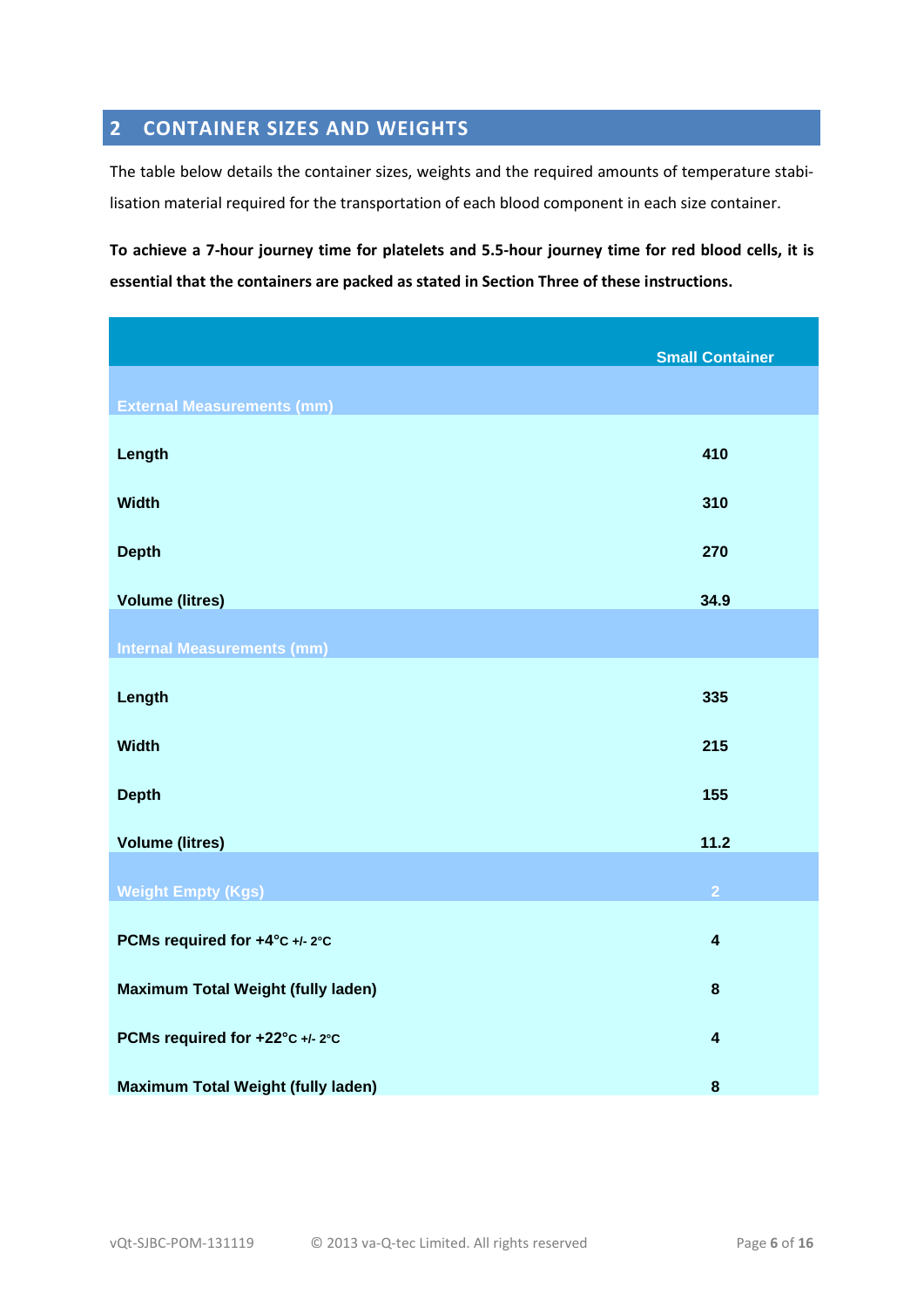## 2 CONTAINER SIZES AND WEIGHTS

The table below details the container sizes, weights and the required amounts of temperature stabilisation material required for the transportation of each blood component in each size container.

**To achieve a 7-hour journey time for platelets and 5.5-hour journey time for red blood cells, it is essential that the containers are packed as stated in Section Three of these instructions.**

| | Small Container |
|---|---|
| **External Measurements (mm)** | |
| **Length** | **410** |
| **Width** | **310** |
| **Depth** | **270** |
| **Volume (litres)** | **34.9** |
| **Internal Measurements (mm)** | |
| **Length** | **335** |
| **Width** | **215** |
| **Depth** | **155** |
| **Volume (litres)** | **11.2** |
| **Weight Empty (Kgs)** | **2** |
| **PCMs required for +4°C +/- 2°C** | **4** |
| **Maximum Total Weight (fully laden)** | **8** |
| **PCMs required for +22°C +/- 2°C** | **4** |
| **Maximum Total Weight (fully laden)** | **8** |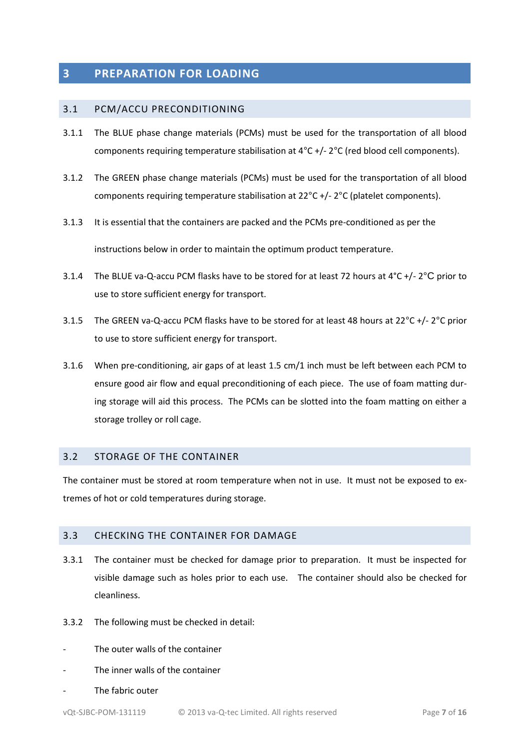# 3 PREPARATION FOR LOADING

## 3.1 PCM/ACCU PRECONDITIONING

3.1.1 The BLUE phase change materials (PCMs) must be used for the transportation of all blood components requiring temperature stabilisation at 4°C +/- 2°C (red blood cell components).

3.1.2 The GREEN phase change materials (PCMs) must be used for the transportation of all blood components requiring temperature stabilisation at 22°C +/- 2°C (platelet components).

3.1.3 It is essential that the containers are packed and the PCMs pre-conditioned as per the instructions below in order to maintain the optimum product temperature.

3.1.4 The BLUE va-Q-accu PCM flasks have to be stored for at least 72 hours at 4°C +/- 2°C prior to use to store sufficient energy for transport.

3.1.5 The GREEN va-Q-accu PCM flasks have to be stored for at least 48 hours at 22°C +/- 2°C prior to use to store sufficient energy for transport.

3.1.6 When pre-conditioning, air gaps of at least 1.5 cm/1 inch must be left between each PCM to ensure good air flow and equal preconditioning of each piece. The use of foam matting during storage will aid this process. The PCMs can be slotted into the foam matting on either a storage trolley or roll cage.

## 3.2 STORAGE OF THE CONTAINER

The container must be stored at room temperature when not in use. It must not be exposed to extremes of hot or cold temperatures during storage.

## 3.3 CHECKING THE CONTAINER FOR DAMAGE

3.3.1 The container must be checked for damage prior to preparation. It must be inspected for visible damage such as holes prior to each use. The container should also be checked for cleanliness.

3.3.2 The following must be checked in detail:

- The outer walls of the container
- The inner walls of the container
- The fabric outer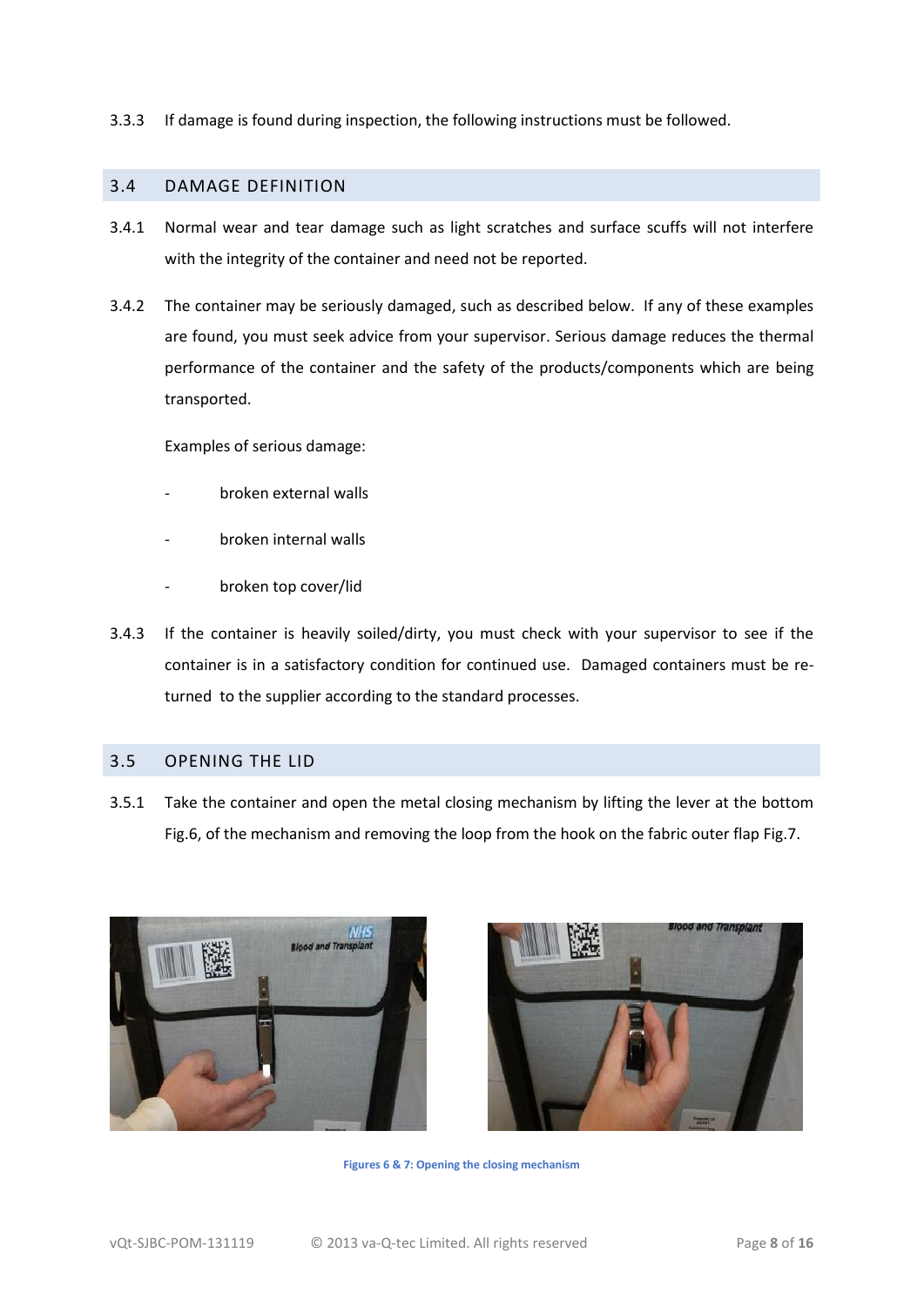3.3.3 If damage is found during inspection, the following instructions must be followed.

## 3.4 DAMAGE DEFINITION

3.4.1 Normal wear and tear damage such as light scratches and surface scuffs will not interfere with the integrity of the container and need not be reported.

3.4.2 The container may be seriously damaged, such as described below. If any of these examples are found, you must seek advice from your supervisor. Serious damage reduces the thermal performance of the container and the safety of the products/components which are being transported.

Examples of serious damage:

- broken external walls
- broken internal walls
- broken top cover/lid

3.4.3 If the container is heavily soiled/dirty, you must check with your supervisor to see if the container is in a satisfactory condition for continued use. Damaged containers must be re-turned to the supplier according to the standard processes.

## 3.5 OPENING THE LID

3.5.1 Take the container and open the metal closing mechanism by lifting the lever at the bottom Fig.6, of the mechanism and removing the loop from the hook on the fabric outer flap Fig.7.

Figures 6 & 7: Opening the closing mechanism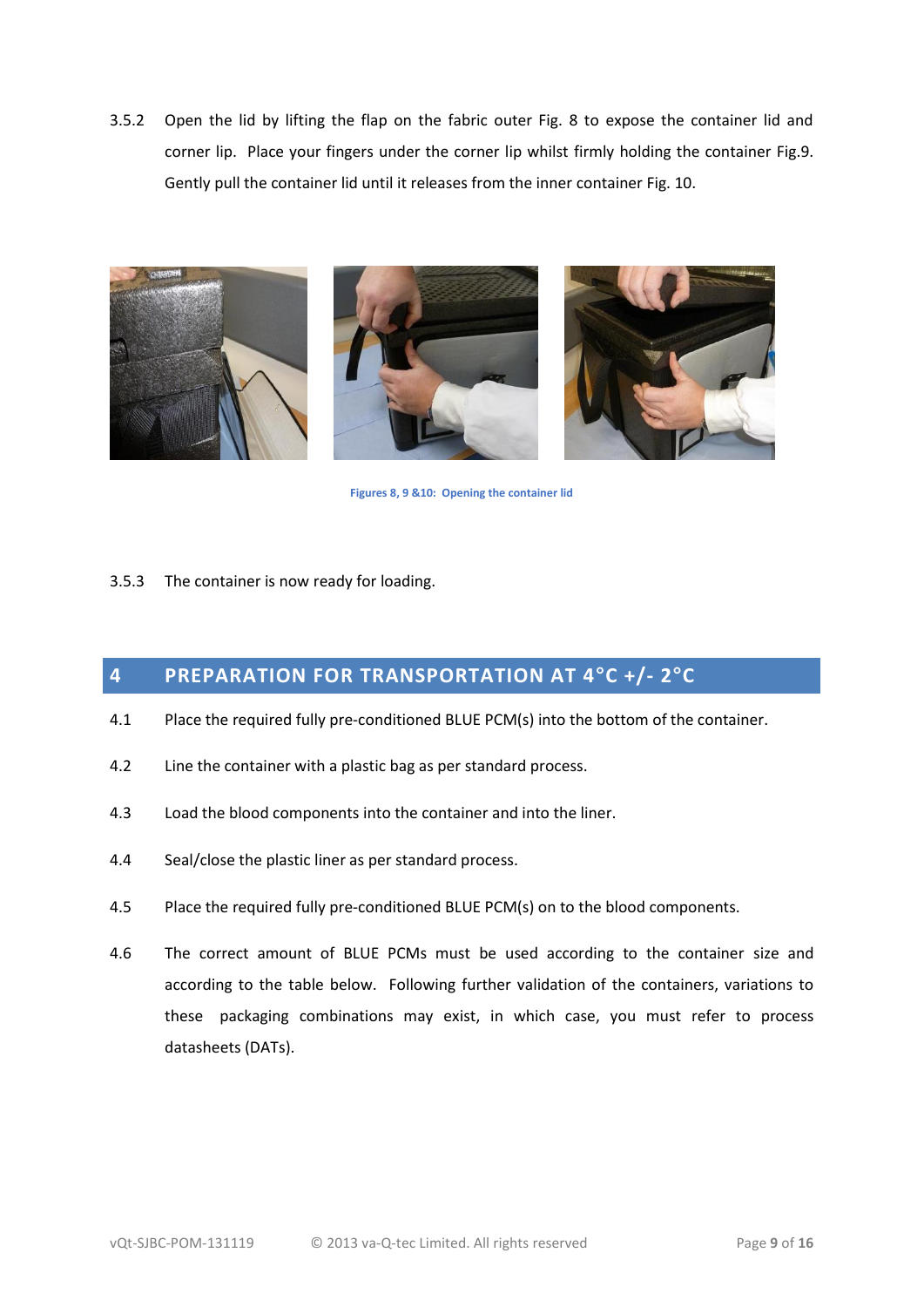3.5.2 Open the lid by lifting the flap on the fabric outer Fig. 8 to expose the container lid and corner lip. Place your fingers under the corner lip whilst firmly holding the container Fig.9. Gently pull the container lid until it releases from the inner container Fig. 10.

Figures 8, 9 &10: Opening the container lid

3.5.3 The container is now ready for loading.

# 4 PREPARATION FOR TRANSPORTATION AT 4°C +/- 2°C

4.1 Place the required fully pre-conditioned BLUE PCM(s) into the bottom of the container.

4.2 Line the container with a plastic bag as per standard process.

4.3 Load the blood components into the container and into the liner.

4.4 Seal/close the plastic liner as per standard process.

4.5 Place the required fully pre-conditioned BLUE PCM(s) on to the blood components.

4.6 The correct amount of BLUE PCMs must be used according to the container size and according to the table below. Following further validation of the containers, variations to these packaging combinations may exist, in which case, you must refer to process datasheets (DATs).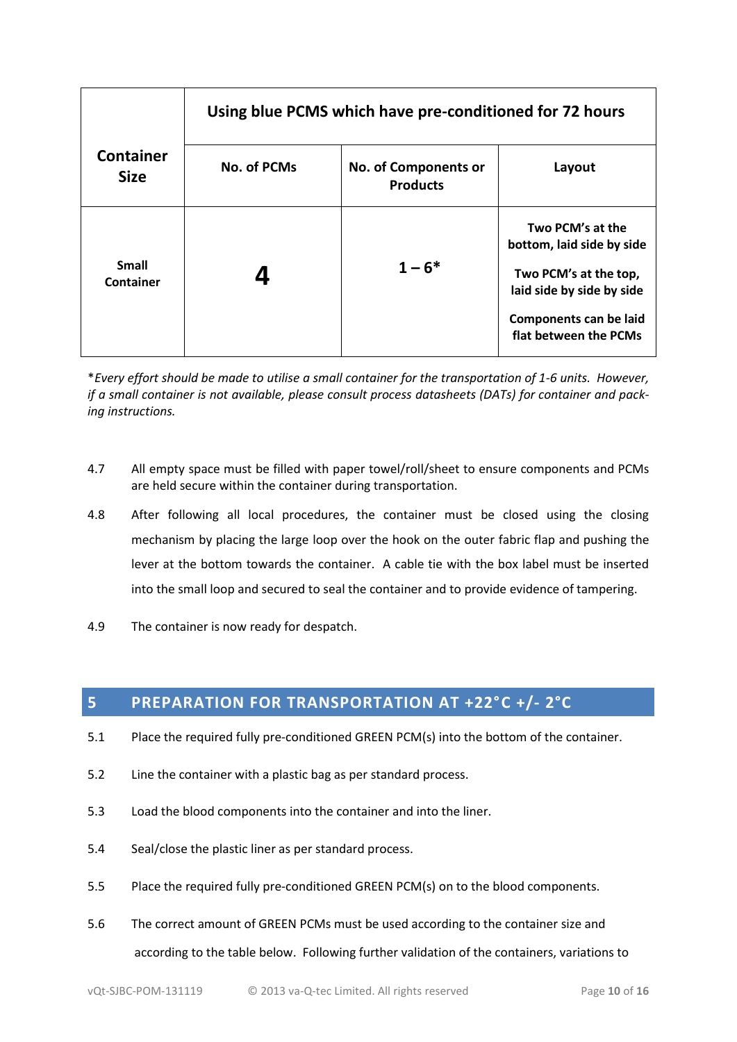| Container Size | Using blue PCMS which have pre-conditioned for 72 hours | | |
|---|---|---|---|
| | **No. of PCMs** | **No. of Components or Products** | **Layout** |
| **Small Container** | **4** | **1 – 6*** | **Two PCM's at the bottom, laid side by side**<br><br>**Two PCM's at the top, laid side by side by side**<br><br>**Components can be laid flat between the PCMs** |

*\*Every effort should be made to utilise a small container for the transportation of 1-6 units. However, if a small container is not available, please consult process datasheets (DATs) for container and packing instructions.*

4.7 All empty space must be filled with paper towel/roll/sheet to ensure components and PCMs are held secure within the container during transportation.

4.8 After following all local procedures, the container must be closed using the closing mechanism by placing the large loop over the hook on the outer fabric flap and pushing the lever at the bottom towards the container. A cable tie with the box label must be inserted into the small loop and secured to seal the container and to provide evidence of tampering.

4.9 The container is now ready for despatch.

## 5 PREPARATION FOR TRANSPORTATION AT +22°C +/- 2°C

5.1 Place the required fully pre-conditioned GREEN PCM(s) into the bottom of the container.

5.2 Line the container with a plastic bag as per standard process.

5.3 Load the blood components into the container and into the liner.

5.4 Seal/close the plastic liner as per standard process.

5.5 Place the required fully pre-conditioned GREEN PCM(s) on to the blood components.

5.6 The correct amount of GREEN PCMs must be used according to the container size and according to the table below. Following further validation of the containers, variations to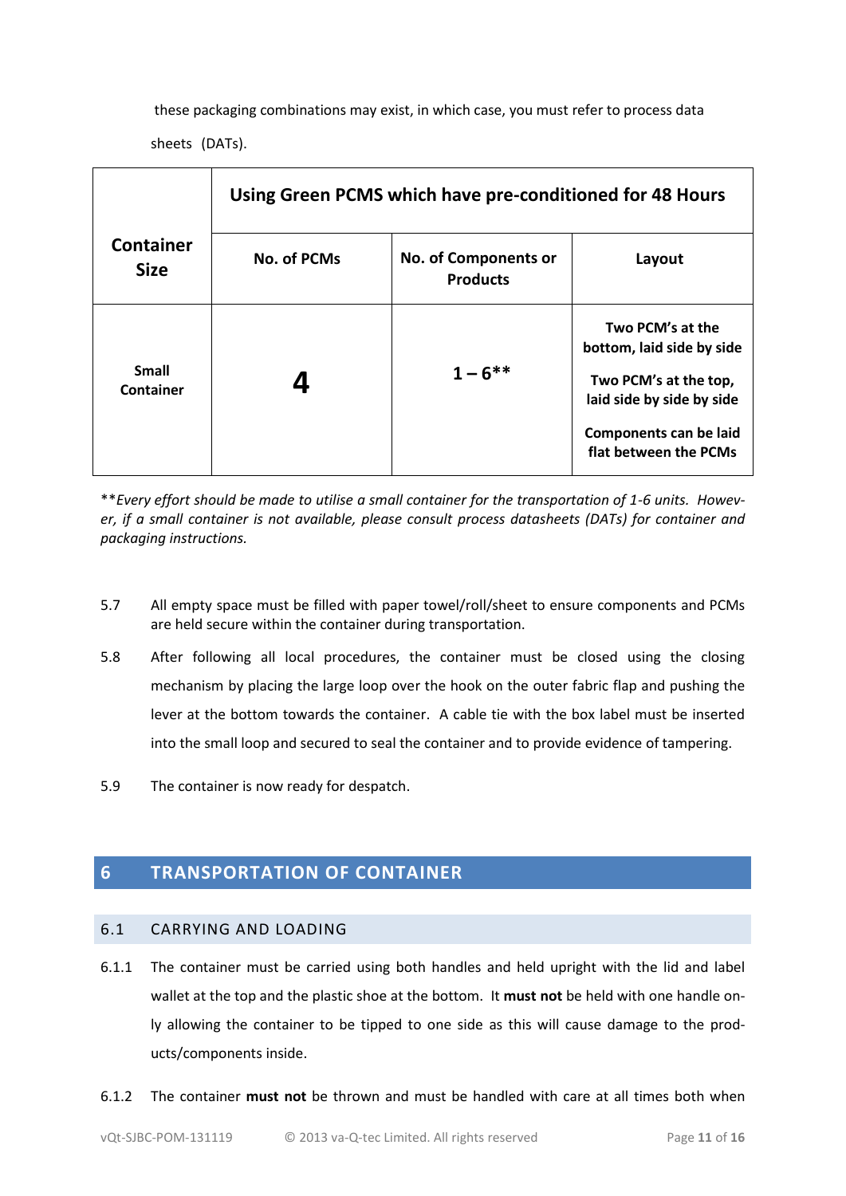these packaging combinations may exist, in which case, you must refer to process data sheets (DATs).

| Container Size | Using Green PCMS which have pre-conditioned for 48 Hours | | |
|---|---|---|---|
| | No. of PCMs | No. of Components or Products | Layout |
| Small Container | 4 | 1 – 6** | Two PCM's at the bottom, laid side by side<br><br>Two PCM's at the top, laid side by side by side<br><br>Components can be laid flat between the PCMs |

***Every effort should be made to utilise a small container for the transportation of 1-6 units. However, if a small container is not available, please consult process datasheets (DATs) for container and packaging instructions.*

5.7 All empty space must be filled with paper towel/roll/sheet to ensure components and PCMs are held secure within the container during transportation.

5.8 After following all local procedures, the container must be closed using the closing mechanism by placing the large loop over the hook on the outer fabric flap and pushing the lever at the bottom towards the container. A cable tie with the box label must be inserted into the small loop and secured to seal the container and to provide evidence of tampering.

5.9 The container is now ready for despatch.

# 6 TRANSPORTATION OF CONTAINER

## 6.1 CARRYING AND LOADING

6.1.1 The container must be carried using both handles and held upright with the lid and label wallet at the top and the plastic shoe at the bottom. It **must not** be held with one handle only allowing the container to be tipped to one side as this will cause damage to the products/components inside.

6.1.2 The container **must not** be thrown and must be handled with care at all times both when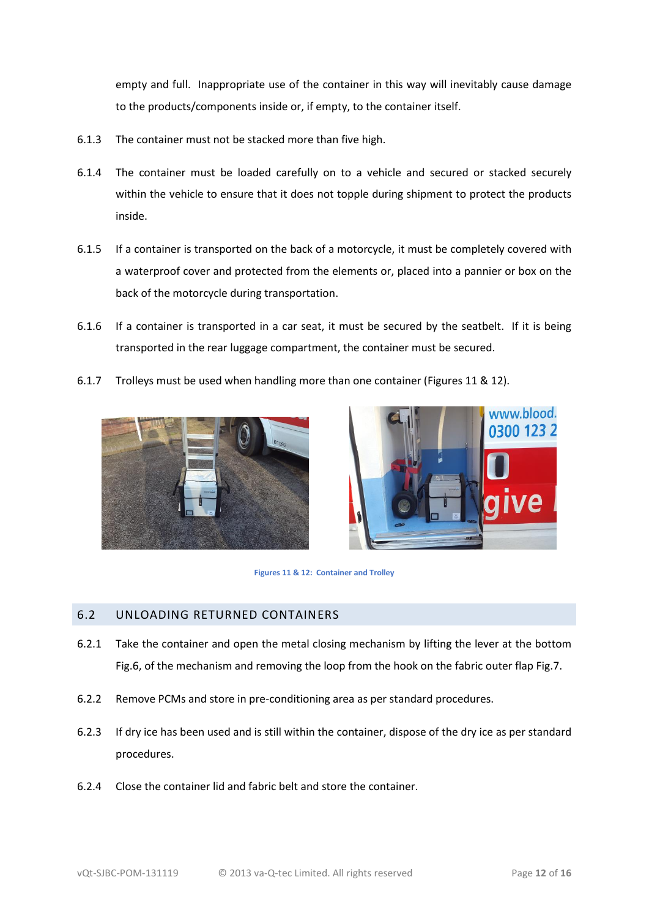empty and full. Inappropriate use of the container in this way will inevitably cause damage to the products/components inside or, if empty, to the container itself.

6.1.3 The container must not be stacked more than five high.

6.1.4 The container must be loaded carefully on to a vehicle and secured or stacked securely within the vehicle to ensure that it does not topple during shipment to protect the products inside.

6.1.5 If a container is transported on the back of a motorcycle, it must be completely covered with a waterproof cover and protected from the elements or, placed into a pannier or box on the back of the motorcycle during transportation.

6.1.6 If a container is transported in a car seat, it must be secured by the seatbelt. If it is being transported in the rear luggage compartment, the container must be secured.

6.1.7 Trolleys must be used when handling more than one container (Figures 11 & 12).

Figures 11 & 12: Container and Trolley

## 6.2 UNLOADING RETURNED CONTAINERS

6.2.1 Take the container and open the metal closing mechanism by lifting the lever at the bottom Fig.6, of the mechanism and removing the loop from the hook on the fabric outer flap Fig.7.

6.2.2 Remove PCMs and store in pre-conditioning area as per standard procedures.

6.2.3 If dry ice has been used and is still within the container, dispose of the dry ice as per standard procedures.

6.2.4 Close the container lid and fabric belt and store the container.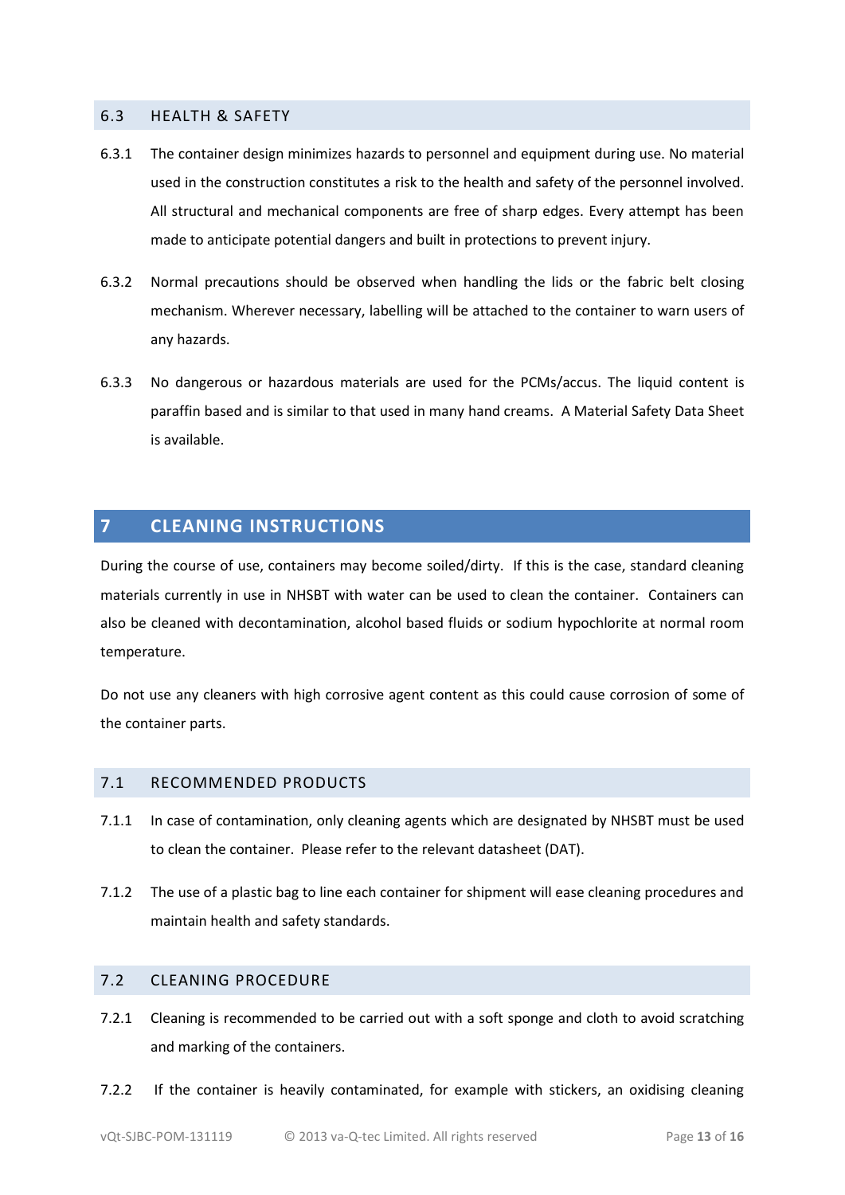## 6.3 HEALTH & SAFETY

6.3.1 The container design minimizes hazards to personnel and equipment during use. No material used in the construction constitutes a risk to the health and safety of the personnel involved. All structural and mechanical components are free of sharp edges. Every attempt has been made to anticipate potential dangers and built in protections to prevent injury.

6.3.2 Normal precautions should be observed when handling the lids or the fabric belt closing mechanism. Wherever necessary, labelling will be attached to the container to warn users of any hazards.

6.3.3 No dangerous or hazardous materials are used for the PCMs/accus. The liquid content is paraffin based and is similar to that used in many hand creams. A Material Safety Data Sheet is available.

# 7 CLEANING INSTRUCTIONS

During the course of use, containers may become soiled/dirty. If this is the case, standard cleaning materials currently in use in NHSBT with water can be used to clean the container. Containers can also be cleaned with decontamination, alcohol based fluids or sodium hypochlorite at normal room temperature.

Do not use any cleaners with high corrosive agent content as this could cause corrosion of some of the container parts.

## 7.1 RECOMMENDED PRODUCTS

7.1.1 In case of contamination, only cleaning agents which are designated by NHSBT must be used to clean the container. Please refer to the relevant datasheet (DAT).

7.1.2 The use of a plastic bag to line each container for shipment will ease cleaning procedures and maintain health and safety standards.

## 7.2 CLEANING PROCEDURE

7.2.1 Cleaning is recommended to be carried out with a soft sponge and cloth to avoid scratching and marking of the containers.

7.2.2 If the container is heavily contaminated, for example with stickers, an oxidising cleaning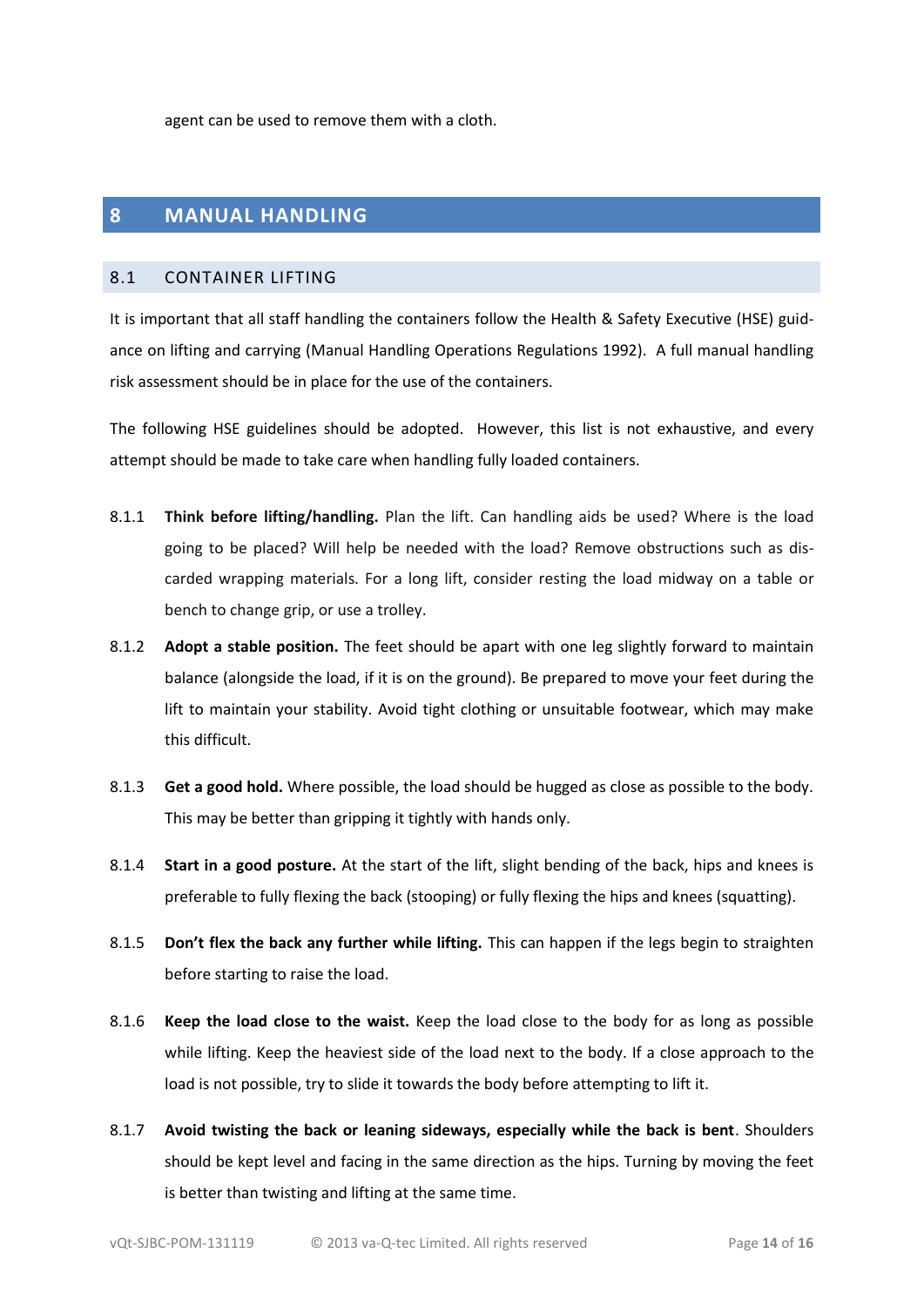agent can be used to remove them with a cloth.

# 8 MANUAL HANDLING

## 8.1 CONTAINER LIFTING

It is important that all staff handling the containers follow the Health & Safety Executive (HSE) guidance on lifting and carrying (Manual Handling Operations Regulations 1992). A full manual handling risk assessment should be in place for the use of the containers.

The following HSE guidelines should be adopted. However, this list is not exhaustive, and every attempt should be made to take care when handling fully loaded containers.

8.1.1 **Think before lifting/handling.** Plan the lift. Can handling aids be used? Where is the load going to be placed? Will help be needed with the load? Remove obstructions such as discarded wrapping materials. For a long lift, consider resting the load midway on a table or bench to change grip, or use a trolley.

8.1.2 **Adopt a stable position.** The feet should be apart with one leg slightly forward to maintain balance (alongside the load, if it is on the ground). Be prepared to move your feet during the lift to maintain your stability. Avoid tight clothing or unsuitable footwear, which may make this difficult.

8.1.3 **Get a good hold.** Where possible, the load should be hugged as close as possible to the body. This may be better than gripping it tightly with hands only.

8.1.4 **Start in a good posture.** At the start of the lift, slight bending of the back, hips and knees is preferable to fully flexing the back (stooping) or fully flexing the hips and knees (squatting).

8.1.5 **Don't flex the back any further while lifting.** This can happen if the legs begin to straighten before starting to raise the load.

8.1.6 **Keep the load close to the waist.** Keep the load close to the body for as long as possible while lifting. Keep the heaviest side of the load next to the body. If a close approach to the load is not possible, try to slide it towards the body before attempting to lift it.

8.1.7 **Avoid twisting the back or leaning sideways, especially while the back is bent**. Shoulders should be kept level and facing in the same direction as the hips. Turning by moving the feet is better than twisting and lifting at the same time.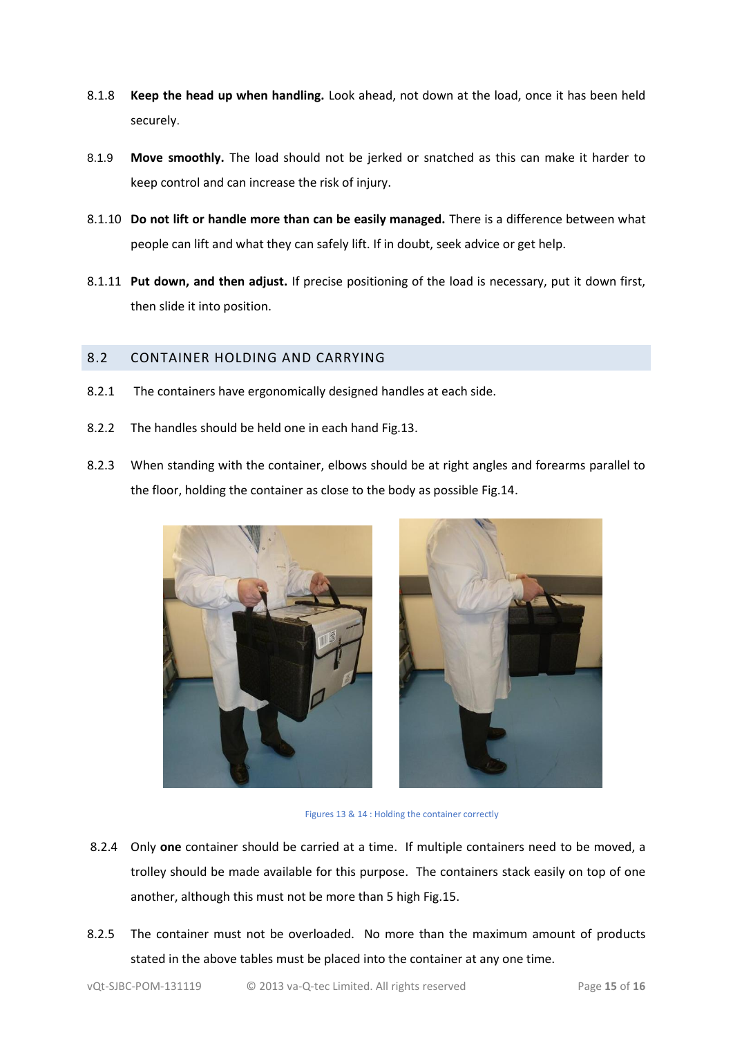8.1.8 **Keep the head up when handling.** Look ahead, not down at the load, once it has been held securely.

8.1.9 **Move smoothly.** The load should not be jerked or snatched as this can make it harder to keep control and can increase the risk of injury.

8.1.10 **Do not lift or handle more than can be easily managed.** There is a difference between what people can lift and what they can safely lift. If in doubt, seek advice or get help.

8.1.11 **Put down, and then adjust.** If precise positioning of the load is necessary, put it down first, then slide it into position.

## 8.2 CONTAINER HOLDING AND CARRYING

8.2.1 The containers have ergonomically designed handles at each side.

8.2.2 The handles should be held one in each hand Fig.13.

8.2.3 When standing with the container, elbows should be at right angles and forearms parallel to the floor, holding the container as close to the body as possible Fig.14.

Figures 13 & 14 : Holding the container correctly

8.2.4 Only **one** container should be carried at a time. If multiple containers need to be moved, a trolley should be made available for this purpose. The containers stack easily on top of one another, although this must not be more than 5 high Fig.15.

8.2.5 The container must not be overloaded. No more than the maximum amount of products stated in the above tables must be placed into the container at any one time.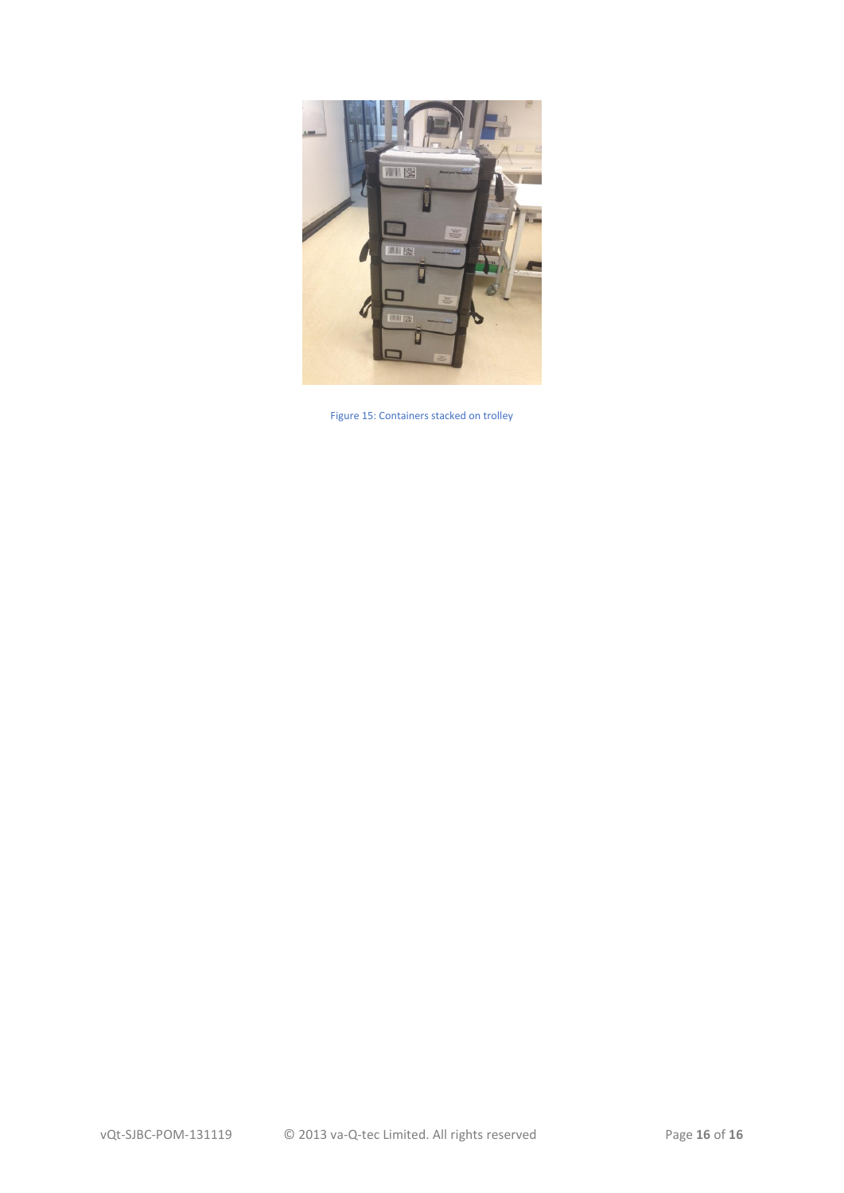Figure 15: Containers stacked on trolley